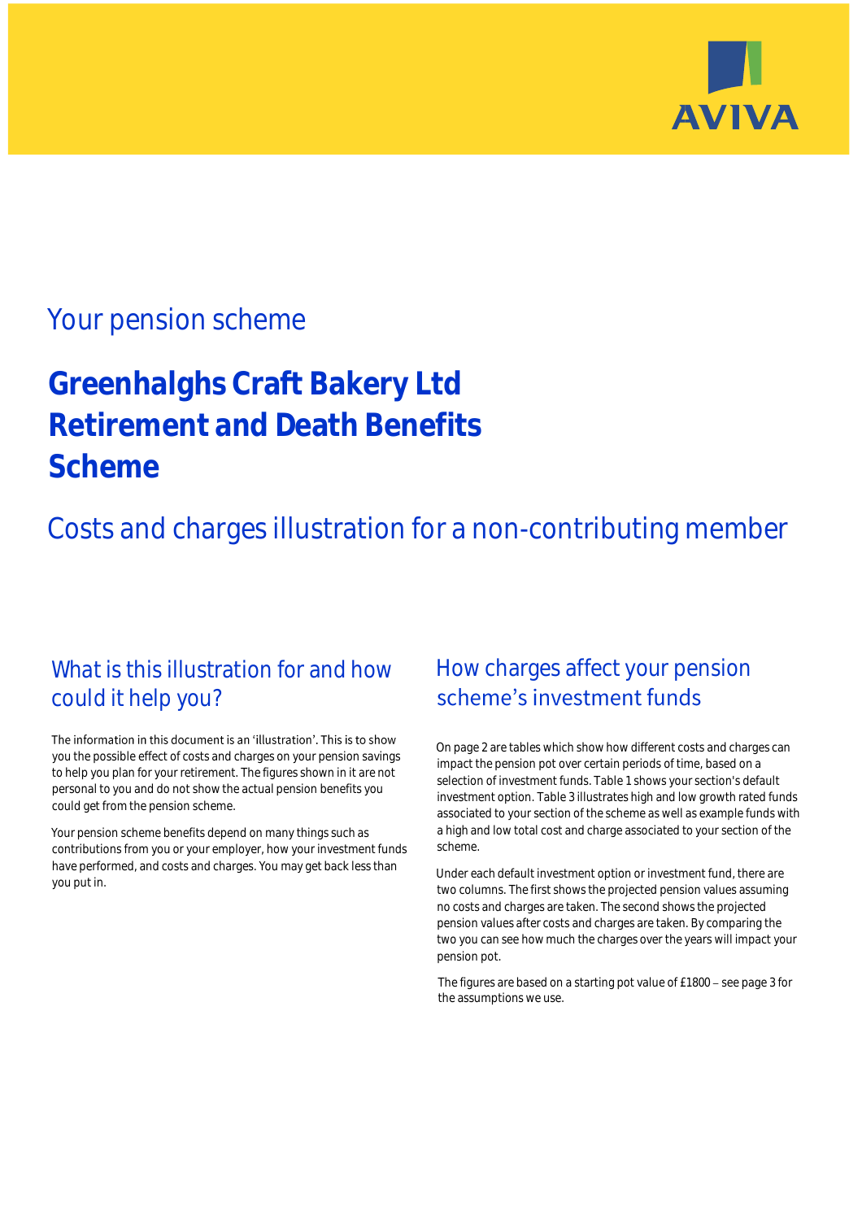AVIVA

Your pension scheme

# Greenhalghs Craft Bakery Ltd Retirement and Death Benefits Scheme

## Costs and charges illustration for a non-contributing member

## What is this illustration for and how could it help you?

The information in this document is an 'illustration'. This is to show you the possible effect of costs and charges on your pension savings to help you plan for your retirement. The figures shown in it are not personal to you and do not show the actual pension benefits you could get from the pension scheme.

Your pension scheme benefits depend on many things such as contributions from you or your employer, how your investment funds have performed, and costs and charges. You may get back less than you put in.

## How charges affect your pension scheme's investment funds

On page 2 are tables which show how different costs and charges can impact the pension pot over certain periods of time, based on a selection of investment funds. Table 1 shows your section's default investment option. Table 3 illustrates high and low growth rated funds associated to your section of the scheme as well as example funds with a high and low total cost and charge associated to your section of the scheme.

Under each default investment option or investment fund, there are two columns. The first shows the projected pension values assuming no costs and charges are taken. The second shows the projected pension values after costs and charges are taken. By comparing the two you can see how much the charges over the years will impact your pension pot.

The figures are based on a starting pot value of £1800 – see page 3 for the assumptions we use.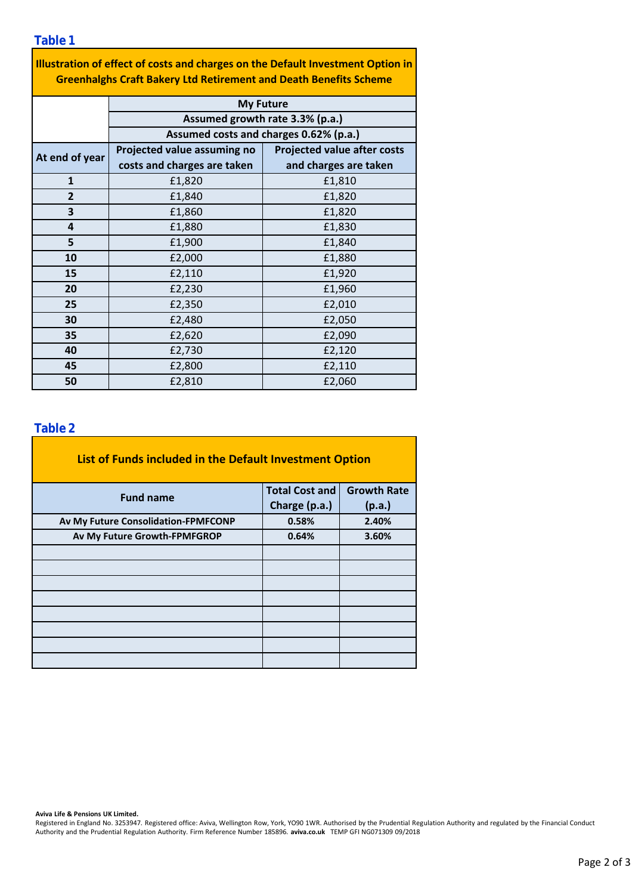## Table 1

| Illustration of effect of costs and charges on the Default Investment Option in Greenhalghs Craft Bakery Ltd Retirement and Death Benefits Scheme | | |
|---|---|---|
| | My Future | |
| | Assumed growth rate 3.3% (p.a.) | |
| | Assumed costs and charges 0.62% (p.a.) | |
| At end of year | Projected value assuming no costs and charges are taken | Projected value after costs and charges are taken |
| 1 | £1,820 | £1,810 |
| 2 | £1,840 | £1,820 |
| 3 | £1,860 | £1,820 |
| 4 | £1,880 | £1,830 |
| 5 | £1,900 | £1,840 |
| 10 | £2,000 | £1,880 |
| 15 | £2,110 | £1,920 |
| 20 | £2,230 | £1,960 |
| 25 | £2,350 | £2,010 |
| 30 | £2,480 | £2,050 |
| 35 | £2,620 | £2,090 |
| 40 | £2,730 | £2,120 |
| 45 | £2,800 | £2,110 |
| 50 | £2,810 | £2,060 |

## Table 2

| List of Funds included in the Default Investment Option | | |
|---|---|---|
| Fund name | Total Cost and Charge (p.a.) | Growth Rate (p.a.) |
| Av My Future Consolidation-FPMFCONP | 0.58% | 2.40% |
| Av My Future Growth-FPMFGROP | 0.64% | 3.60% |
| | | |
| | | |
| | | |
| | | |
| | | |
| | | |
| | | |
| | | |

**Aviva Life & Pensions UK Limited.**
Registered in England No. 3253947. Registered office: Aviva, Wellington Row, York, YO90 1WR. Authorised by the Prudential Regulation Authority and regulated by the Financial Conduct Authority and the Prudential Regulation Authority. Firm Reference Number 185896. **aviva.co.uk** TEMP GFI NG071309 09/2018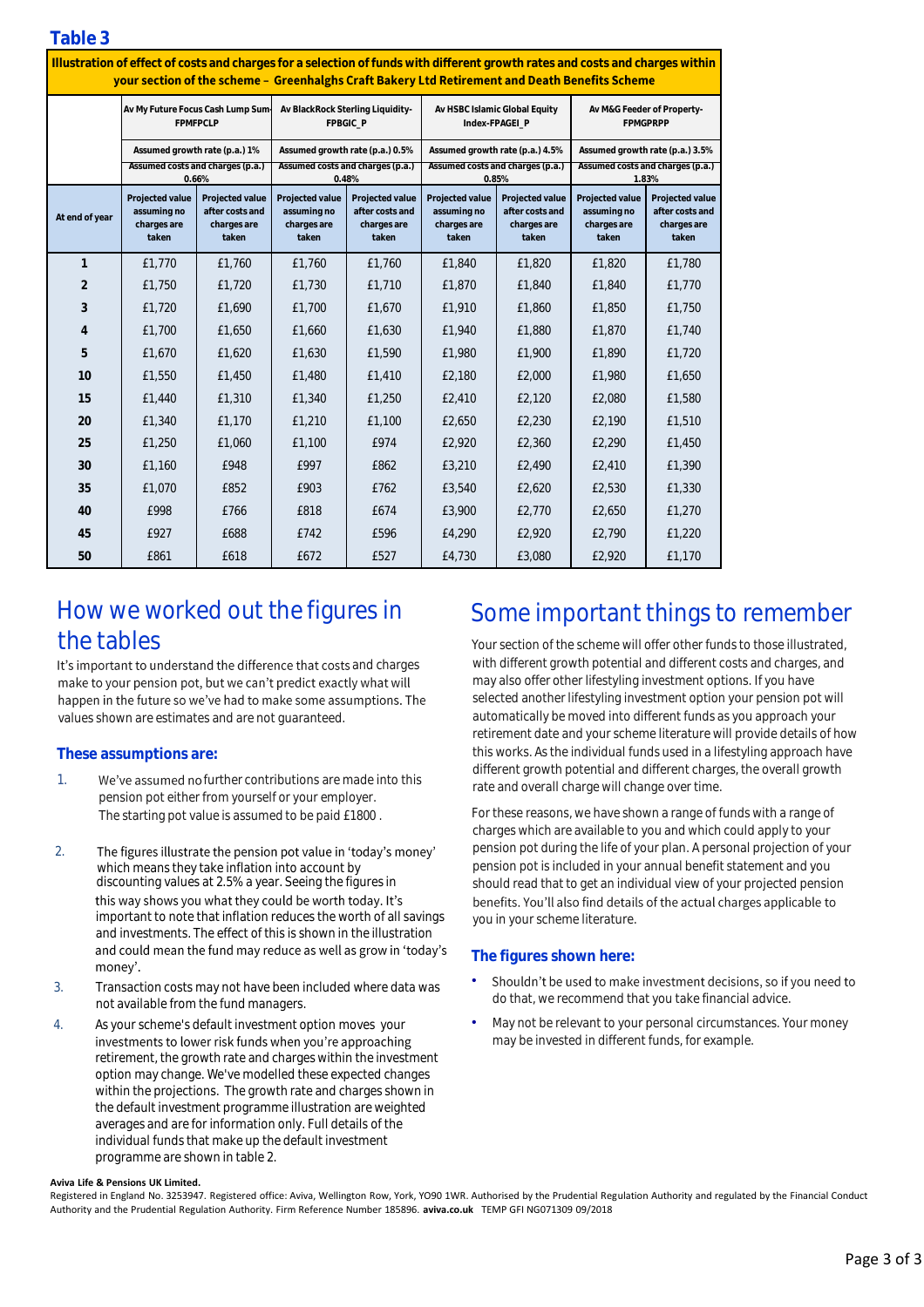## Table 3

| Illustration of effect of costs and charges for a selection of funds with different growth rates and costs and charges within your section of the scheme – Greenhalghs Craft Bakery Ltd Retirement and Death Benefits Scheme | | | | | | | | |
|---|---|---|---|---|---|---|---|---|
| | Av My Future Focus Cash Lump Sum-FPMFPCLP | | Av BlackRock Sterling Liquidity-FPBGIC_P | | Av HSBC Islamic Global Equity Index-FPAGEI_P | | Av M&G Feeder of Property-FPMGPRPP | |
| | Assumed growth rate (p.a.) 1% | | Assumed growth rate (p.a.) 0.5% | | Assumed growth rate (p.a.) 4.5% | | Assumed growth rate (p.a.) 3.5% | |
| | Assumed costs and charges (p.a.) 0.66% | | Assumed costs and charges (p.a.) 0.48% | | Assumed costs and charges (p.a.) 0.85% | | Assumed costs and charges (p.a.) 1.83% | |
| At end of year | Projected value assuming no charges are taken | Projected value after costs and charges are taken | Projected value assuming no charges are taken | Projected value after costs and charges are taken | Projected value assuming no charges are taken | Projected value after costs and charges are taken | Projected value assuming no charges are taken | Projected value after costs and charges are taken |
| 1 | £1,770 | £1,760 | £1,760 | £1,760 | £1,840 | £1,820 | £1,820 | £1,780 |
| 2 | £1,750 | £1,720 | £1,730 | £1,710 | £1,870 | £1,840 | £1,840 | £1,770 |
| 3 | £1,720 | £1,690 | £1,700 | £1,670 | £1,910 | £1,860 | £1,850 | £1,750 |
| 4 | £1,700 | £1,650 | £1,660 | £1,630 | £1,940 | £1,880 | £1,870 | £1,740 |
| 5 | £1,670 | £1,620 | £1,630 | £1,590 | £1,980 | £1,900 | £1,890 | £1,720 |
| 10 | £1,550 | £1,450 | £1,480 | £1,410 | £2,180 | £2,000 | £1,980 | £1,650 |
| 15 | £1,440 | £1,310 | £1,340 | £1,250 | £2,410 | £2,120 | £2,080 | £1,580 |
| 20 | £1,340 | £1,170 | £1,210 | £1,100 | £2,650 | £2,230 | £2,190 | £1,510 |
| 25 | £1,250 | £1,060 | £1,100 | £974 | £2,920 | £2,360 | £2,290 | £1,450 |
| 30 | £1,160 | £948 | £997 | £862 | £3,210 | £2,490 | £2,410 | £1,390 |
| 35 | £1,070 | £852 | £903 | £762 | £3,540 | £2,620 | £2,530 | £1,330 |
| 40 | £998 | £766 | £818 | £674 | £3,900 | £2,770 | £2,650 | £1,270 |
| 45 | £927 | £688 | £742 | £596 | £4,290 | £2,920 | £2,790 | £1,220 |
| 50 | £861 | £618 | £672 | £527 | £4,730 | £3,080 | £2,920 | £1,170 |

# How we worked out the figures in the tables

It's important to understand the difference that costs and charges make to your pension pot, but we can't predict exactly what will happen in the future so we've had to make some assumptions. The values shown are estimates and are not guaranteed.

### These assumptions are:

1. We've assumed no further contributions are made into this pension pot either from yourself or your employer. The starting pot value is assumed to be paid £1800 .
2. The figures illustrate the pension pot value in 'today's money' which means they take inflation into account by discounting values at 2.5% a year. Seeing the figures in this way shows you what they could be worth today. It's important to note that inflation reduces the worth of all savings and investments. The effect of this is shown in the illustration and could mean the fund may reduce as well as grow in 'today's money'.
3. Transaction costs may not have been included where data was not available from the fund managers.
4. As your scheme's default investment option moves your investments to lower risk funds when you're approaching retirement, the growth rate and charges within the investment option may change. We've modelled these expected changes within the projections. The growth rate and charges shown in the default investment programme illustration are weighted averages and are for information only. Full details of the individual funds that make up the default investment programme are shown in table 2.

# Some important things to remember

Your section of the scheme will offer other funds to those illustrated, with different growth potential and different costs and charges, and may also offer other lifestyling investment options. If you have selected another lifestyling investment option your pension pot will automatically be moved into different funds as you approach your retirement date and your scheme literature will provide details of how this works. As the individual funds used in a lifestyling approach have different growth potential and different charges, the overall growth rate and overall charge will change over time.

For these reasons, we have shown a range of funds with a range of charges which are available to you and which could apply to your pension pot during the life of your plan. A personal projection of your pension pot is included in your annual benefit statement and you should read that to get an individual view of your projected pension benefits. You'll also find details of the actual charges applicable to you in your scheme literature.

### The figures shown here:

- Shouldn't be used to make investment decisions, so if you need to do that, we recommend that you take financial advice.
- May not be relevant to your personal circumstances. Your money may be invested in different funds, for example.

**Aviva Life & Pensions UK Limited.**
Registered in England No. 3253947. Registered office: Aviva, Wellington Row, York, YO90 1WR. Authorised by the Prudential Regulation Authority and regulated by the Financial Conduct Authority and the Prudential Regulation Authority. Firm Reference Number 185896. **aviva.co.uk** TEMP GFI NG071309 09/2018